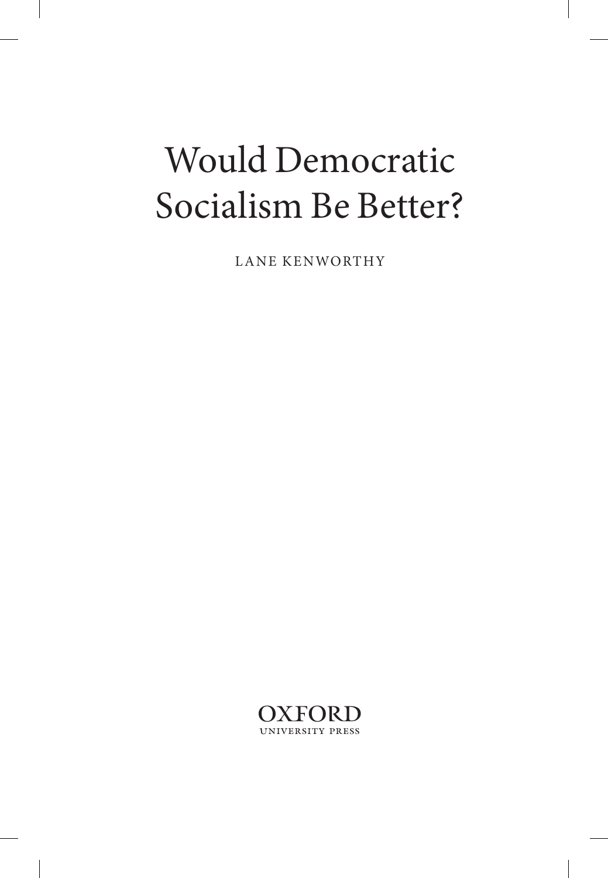# Would Democratic Socialism Be Better?

LANE KENWORTHY

OXFORD
UNIVERSITY PRESS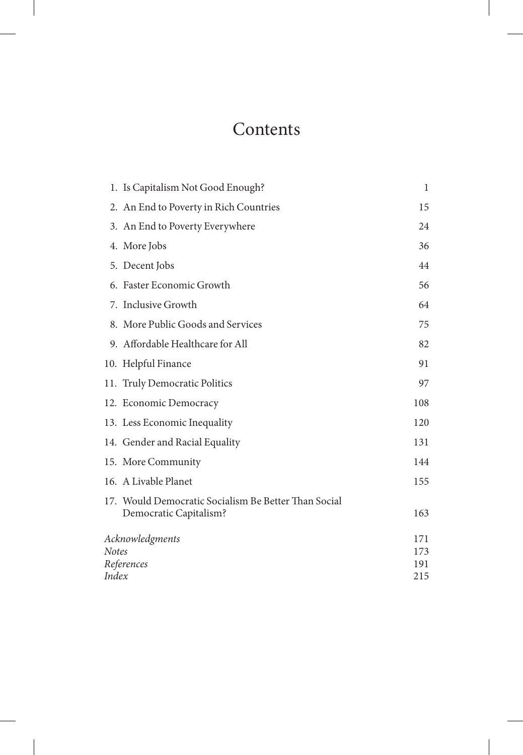# Contents

1. Is Capitalism Not Good Enough? 1
2. An End to Poverty in Rich Countries 15
3. An End to Poverty Everywhere 24
4. More Jobs 36
5. Decent Jobs 44
6. Faster Economic Growth 56
7. Inclusive Growth 64
8. More Public Goods and Services 75
9. Affordable Healthcare for All 82
10. Helpful Finance 91
11. Truly Democratic Politics 97
12. Economic Democracy 108
13. Less Economic Inequality 120
14. Gender and Racial Equality 131
15. More Community 144
16. A Livable Planet 155
17. Would Democratic Socialism Be Better Than Social Democratic Capitalism? 163

*Acknowledgments* 171
*Notes* 173
*References* 191
*Index* 215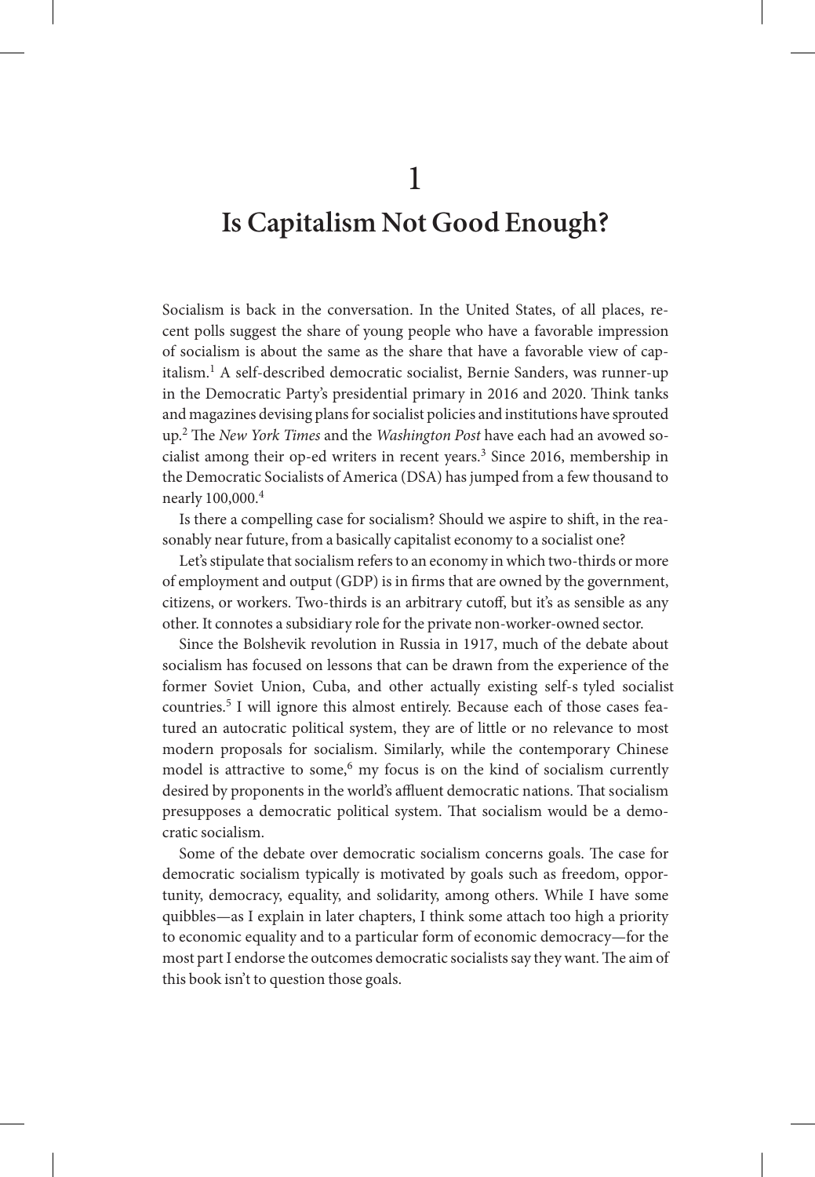# 1

# Is Capitalism Not Good Enough?

Socialism is back in the conversation. In the United States, of all places, recent polls suggest the share of young people who have a favorable impression of socialism is about the same as the share that have a favorable view of capitalism.[1] A self-described democratic socialist, Bernie Sanders, was runner-up in the Democratic Party's presidential primary in 2016 and 2020. Think tanks and magazines devising plans for socialist policies and institutions have sprouted up.[2] The *New York Times* and the *Washington Post* have each had an avowed socialist among their op-ed writers in recent years.[3] Since 2016, membership in the Democratic Socialists of America (DSA) has jumped from a few thousand to nearly 100,000.[4]

Is there a compelling case for socialism? Should we aspire to shift, in the reasonably near future, from a basically capitalist economy to a socialist one?

Let's stipulate that socialism refers to an economy in which two-thirds or more of employment and output (GDP) is in firms that are owned by the government, citizens, or workers. Two-thirds is an arbitrary cutoff, but it's as sensible as any other. It connotes a subsidiary role for the private non-worker-owned sector.

Since the Bolshevik revolution in Russia in 1917, much of the debate about socialism has focused on lessons that can be drawn from the experience of the former Soviet Union, Cuba, and other actually existing self-styled socialist countries.[5] I will ignore this almost entirely. Because each of those cases featured an autocratic political system, they are of little or no relevance to most modern proposals for socialism. Similarly, while the contemporary Chinese model is attractive to some,[6] my focus is on the kind of socialism currently desired by proponents in the world's affluent democratic nations. That socialism presupposes a democratic political system. That socialism would be a democratic socialism.

Some of the debate over democratic socialism concerns goals. The case for democratic socialism typically is motivated by goals such as freedom, opportunity, democracy, equality, and solidarity, among others. While I have some quibbles—as I explain in later chapters, I think some attach too high a priority to economic equality and to a particular form of economic democracy—for the most part I endorse the outcomes democratic socialists say they want. The aim of this book isn't to question those goals.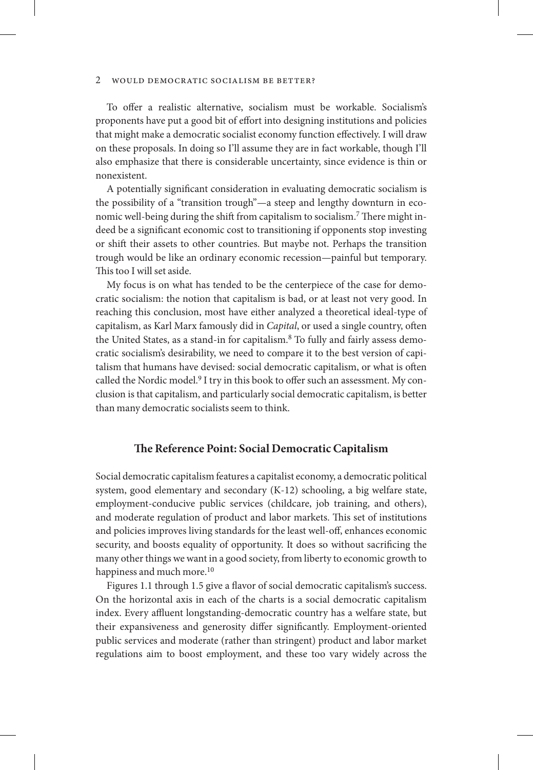To offer a realistic alternative, socialism must be workable. Socialism's proponents have put a good bit of effort into designing institutions and policies that might make a democratic socialist economy function effectively. I will draw on these proposals. In doing so I'll assume they are in fact workable, though I'll also emphasize that there is considerable uncertainty, since evidence is thin or nonexistent.

A potentially significant consideration in evaluating democratic socialism is the possibility of a "transition trough"—a steep and lengthy downturn in economic well-being during the shift from capitalism to socialism.[7] There might indeed be a significant economic cost to transitioning if opponents stop investing or shift their assets to other countries. But maybe not. Perhaps the transition trough would be like an ordinary economic recession—painful but temporary. This too I will set aside.

My focus is on what has tended to be the centerpiece of the case for democratic socialism: the notion that capitalism is bad, or at least not very good. In reaching this conclusion, most have either analyzed a theoretical ideal-type of capitalism, as Karl Marx famously did in *Capital*, or used a single country, often the United States, as a stand-in for capitalism.[8] To fully and fairly assess democratic socialism's desirability, we need to compare it to the best version of capitalism that humans have devised: social democratic capitalism, or what is often called the Nordic model.[9] I try in this book to offer such an assessment. My conclusion is that capitalism, and particularly social democratic capitalism, is better than many democratic socialists seem to think.

## The Reference Point: Social Democratic Capitalism

Social democratic capitalism features a capitalist economy, a democratic political system, good elementary and secondary (K-12) schooling, a big welfare state, employment-conducive public services (childcare, job training, and others), and moderate regulation of product and labor markets. This set of institutions and policies improves living standards for the least well-off, enhances economic security, and boosts equality of opportunity. It does so without sacrificing the many other things we want in a good society, from liberty to economic growth to happiness and much more.[10]

Figures 1.1 through 1.5 give a flavor of social democratic capitalism's success. On the horizontal axis in each of the charts is a social democratic capitalism index. Every affluent longstanding-democratic country has a welfare state, but their expansiveness and generosity differ significantly. Employment-oriented public services and moderate (rather than stringent) product and labor market regulations aim to boost employment, and these too vary widely across the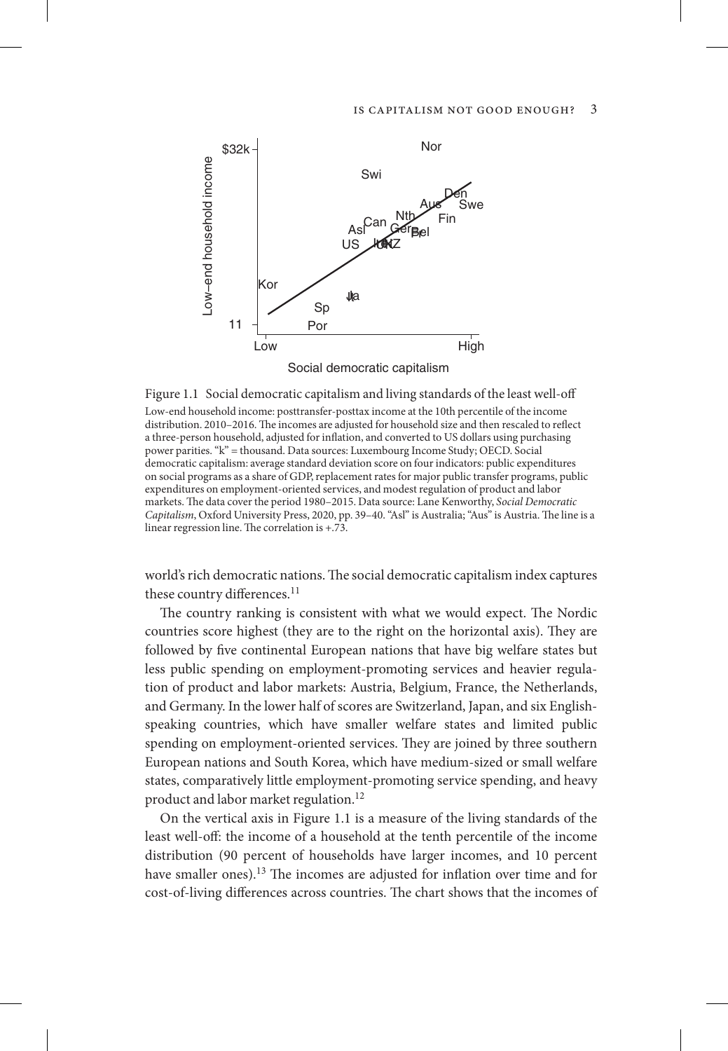Figure 1.1 Social democratic capitalism and living standards of the least well-off

Low-end household income: posttransfer-posttax income at the 10th percentile of the income distribution. 2010–2016. The incomes are adjusted for household size and then rescaled to reflect a three-person household, adjusted for inflation, and converted to US dollars using purchasing power parities. "k" = thousand. Data sources: Luxembourg Income Study; OECD. Social democratic capitalism: average standard deviation score on four indicators: public expenditures on social programs as a share of GDP, replacement rates for major public transfer programs, public expenditures on employment-oriented services, and modest regulation of product and labor markets. The data cover the period 1980–2015. Data source: Lane Kenworthy, *Social Democratic Capitalism*, Oxford University Press, 2020, pp. 39–40. "Asl" is Australia; "Aus" is Austria. The line is a linear regression line. The correlation is +.73.

world's rich democratic nations. The social democratic capitalism index captures these country differences.[11]

The country ranking is consistent with what we would expect. The Nordic countries score highest (they are to the right on the horizontal axis). They are followed by five continental European nations that have big welfare states but less public spending on employment-promoting services and heavier regulation of product and labor markets: Austria, Belgium, France, the Netherlands, and Germany. In the lower half of scores are Switzerland, Japan, and six English-speaking countries, which have smaller welfare states and limited public spending on employment-oriented services. They are joined by three southern European nations and South Korea, which have medium-sized or small welfare states, comparatively little employment-promoting service spending, and heavy product and labor market regulation.[12]

On the vertical axis in Figure 1.1 is a measure of the living standards of the least well-off: the income of a household at the tenth percentile of the income distribution (90 percent of households have larger incomes, and 10 percent have smaller ones).[13] The incomes are adjusted for inflation over time and for cost-of-living differences across countries. The chart shows that the incomes of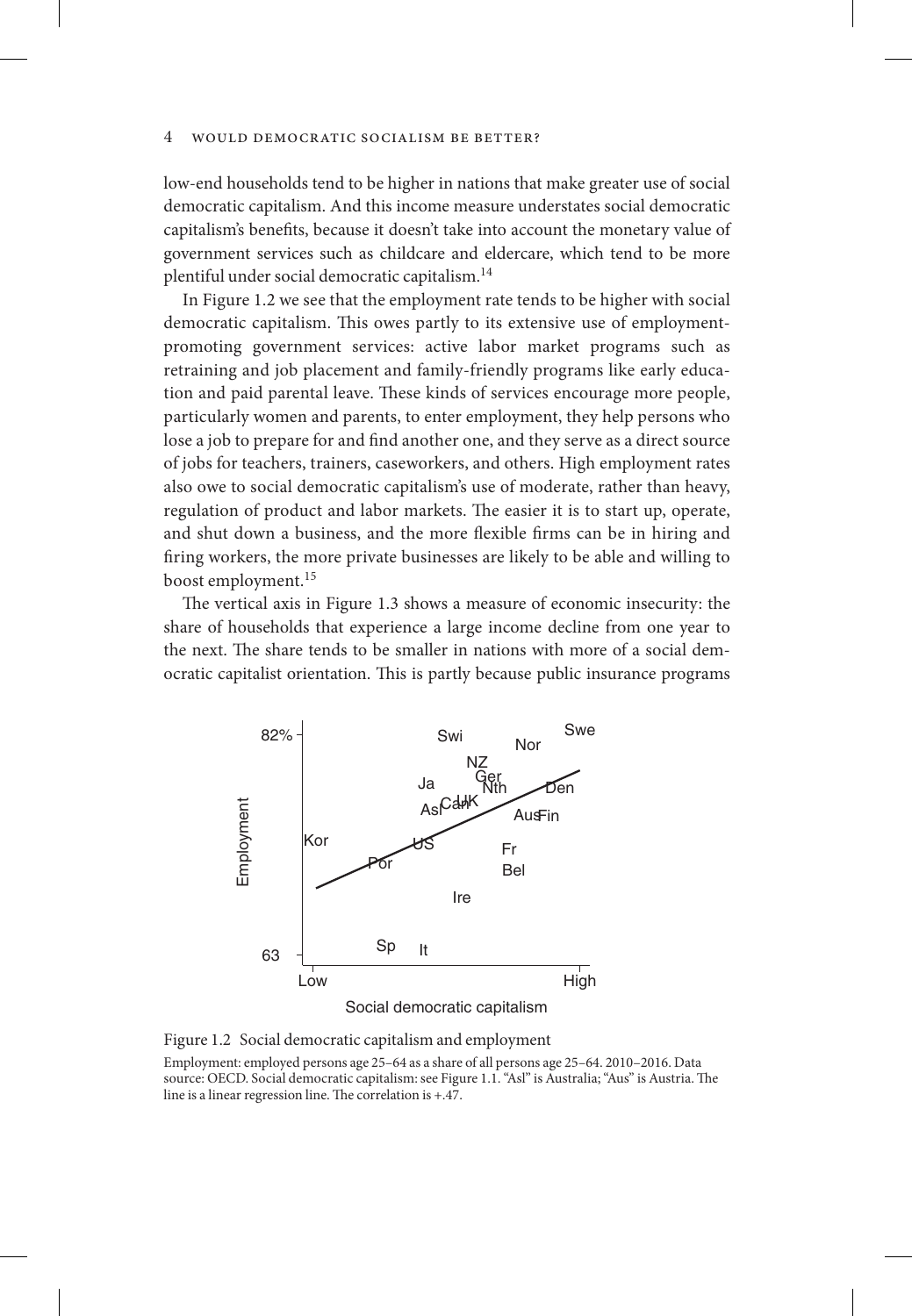low-end households tend to be higher in nations that make greater use of social democratic capitalism. And this income measure understates social democratic capitalism's benefits, because it doesn't take into account the monetary value of government services such as childcare and eldercare, which tend to be more plentiful under social democratic capitalism.[14]

In Figure 1.2 we see that the employment rate tends to be higher with social democratic capitalism. This owes partly to its extensive use of employment-promoting government services: active labor market programs such as retraining and job placement and family-friendly programs like early education and paid parental leave. These kinds of services encourage more people, particularly women and parents, to enter employment, they help persons who lose a job to prepare for and find another one, and they serve as a direct source of jobs for teachers, trainers, caseworkers, and others. High employment rates also owe to social democratic capitalism's use of moderate, rather than heavy, regulation of product and labor markets. The easier it is to start up, operate, and shut down a business, and the more flexible firms can be in hiring and firing workers, the more private businesses are likely to be able and willing to boost employment.[15]

The vertical axis in Figure 1.3 shows a measure of economic insecurity: the share of households that experience a large income decline from one year to the next. The share tends to be smaller in nations with more of a social democratic capitalist orientation. This is partly because public insurance programs

Figure 1.2 Social democratic capitalism and employment

Employment: employed persons age 25–64 as a share of all persons age 25–64. 2010–2016. Data source: OECD. Social democratic capitalism: see Figure 1.1. "Asl" is Australia; "Aus" is Austria. The line is a linear regression line. The correlation is +.47.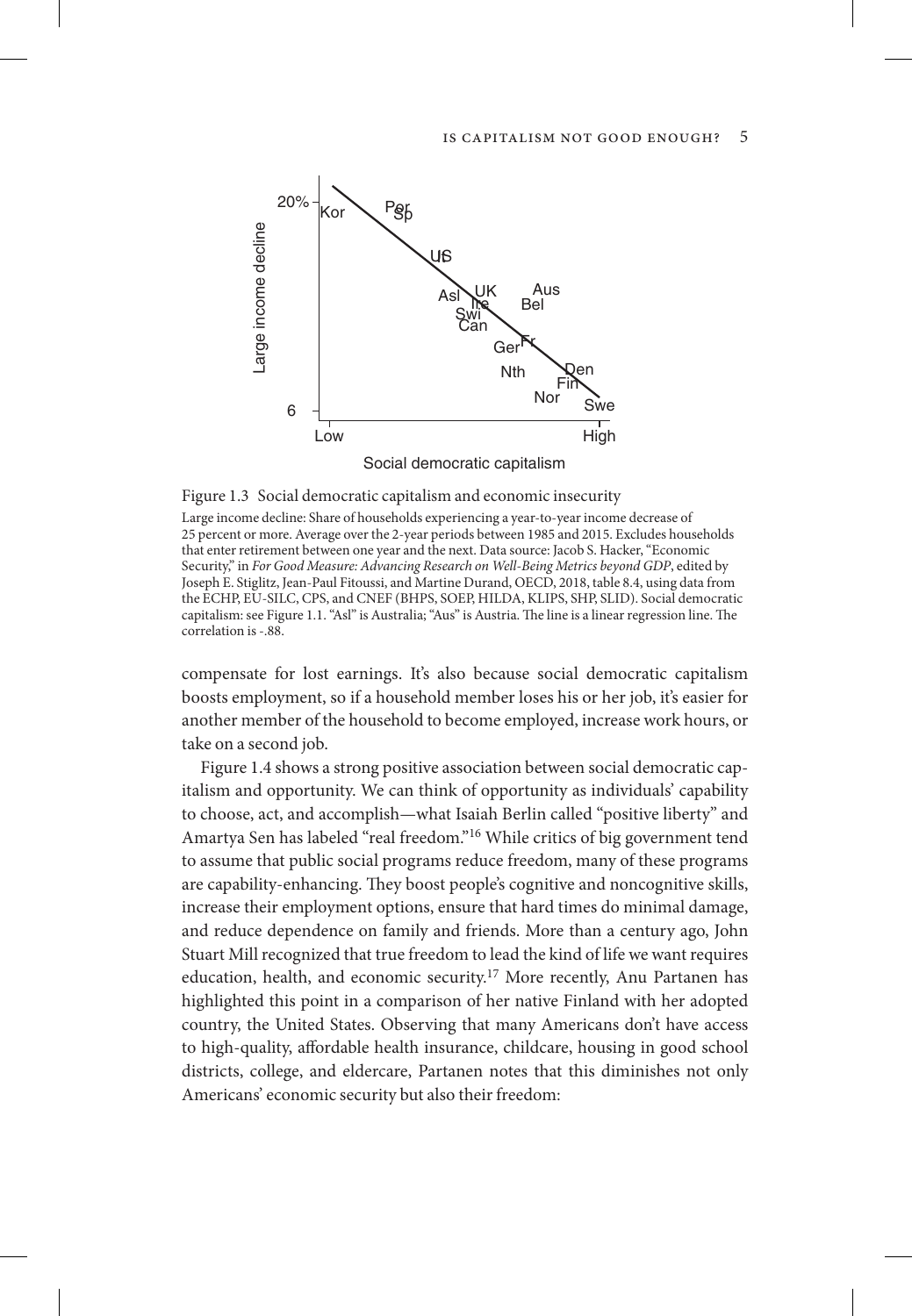Figure 1.3 Social democratic capitalism and economic insecurity

Large income decline: Share of households experiencing a year-to-year income decrease of 25 percent or more. Average over the 2-year periods between 1985 and 2015. Excludes households that enter retirement between one year and the next. Data source: Jacob S. Hacker, "Economic Security," in *For Good Measure: Advancing Research on Well-Being Metrics beyond GDP*, edited by Joseph E. Stiglitz, Jean-Paul Fitoussi, and Martine Durand, OECD, 2018, table 8.4, using data from the ECHP, EU-SILC, CPS, and CNEF (BHPS, SOEP, HILDA, KLIPS, SHP, SLID). Social democratic capitalism: see Figure 1.1. "Asl" is Australia; "Aus" is Austria. The line is a linear regression line. The correlation is -.88.

compensate for lost earnings. It's also because social democratic capitalism boosts employment, so if a household member loses his or her job, it's easier for another member of the household to become employed, increase work hours, or take on a second job.

Figure 1.4 shows a strong positive association between social democratic capitalism and opportunity. We can think of opportunity as individuals' capability to choose, act, and accomplish—what Isaiah Berlin called "positive liberty" and Amartya Sen has labeled "real freedom."[16] While critics of big government tend to assume that public social programs reduce freedom, many of these programs are capability-enhancing. They boost people's cognitive and noncognitive skills, increase their employment options, ensure that hard times do minimal damage, and reduce dependence on family and friends. More than a century ago, John Stuart Mill recognized that true freedom to lead the kind of life we want requires education, health, and economic security.[17] More recently, Anu Partanen has highlighted this point in a comparison of her native Finland with her adopted country, the United States. Observing that many Americans don't have access to high-quality, affordable health insurance, childcare, housing in good school districts, college, and eldercare, Partanen notes that this diminishes not only Americans' economic security but also their freedom: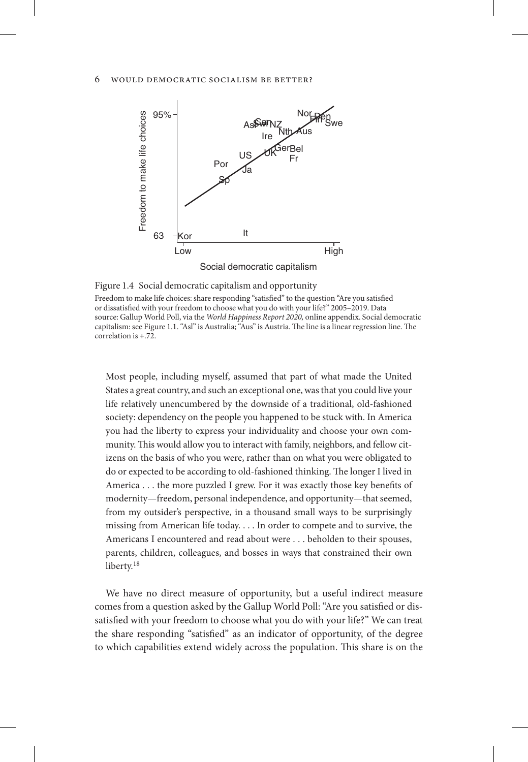Figure 1.4 Social democratic capitalism and opportunity

Freedom to make life choices: share responding "satisfied" to the question "Are you satisfied or dissatisfied with your freedom to choose what you do with your life?" 2005–2019. Data source: Gallup World Poll, via the *World Happiness Report 2020,* online appendix. Social democratic capitalism: see Figure 1.1. "Asl" is Australia; "Aus" is Austria. The line is a linear regression line. The correlation is +.72.

> Most people, including myself, assumed that part of what made the United States a great country, and such an exceptional one, was that you could live your life relatively unencumbered by the downside of a traditional, old-fashioned society: dependency on the people you happened to be stuck with. In America you had the liberty to express your individuality and choose your own community. This would allow you to interact with family, neighbors, and fellow citizens on the basis of who you were, rather than on what you were obligated to do or expected to be according to old-fashioned thinking. The longer I lived in America . . . the more puzzled I grew. For it was exactly those key benefits of modernity—freedom, personal independence, and opportunity—that seemed, from my outsider's perspective, in a thousand small ways to be surprisingly missing from American life today. . . . In order to compete and to survive, the Americans I encountered and read about were . . . beholden to their spouses, parents, children, colleagues, and bosses in ways that constrained their own liberty.[18]

We have no direct measure of opportunity, but a useful indirect measure comes from a question asked by the Gallup World Poll: "Are you satisfied or dissatisfied with your freedom to choose what you do with your life?" We can treat the share responding "satisfied" as an indicator of opportunity, of the degree to which capabilities extend widely across the population. This share is on the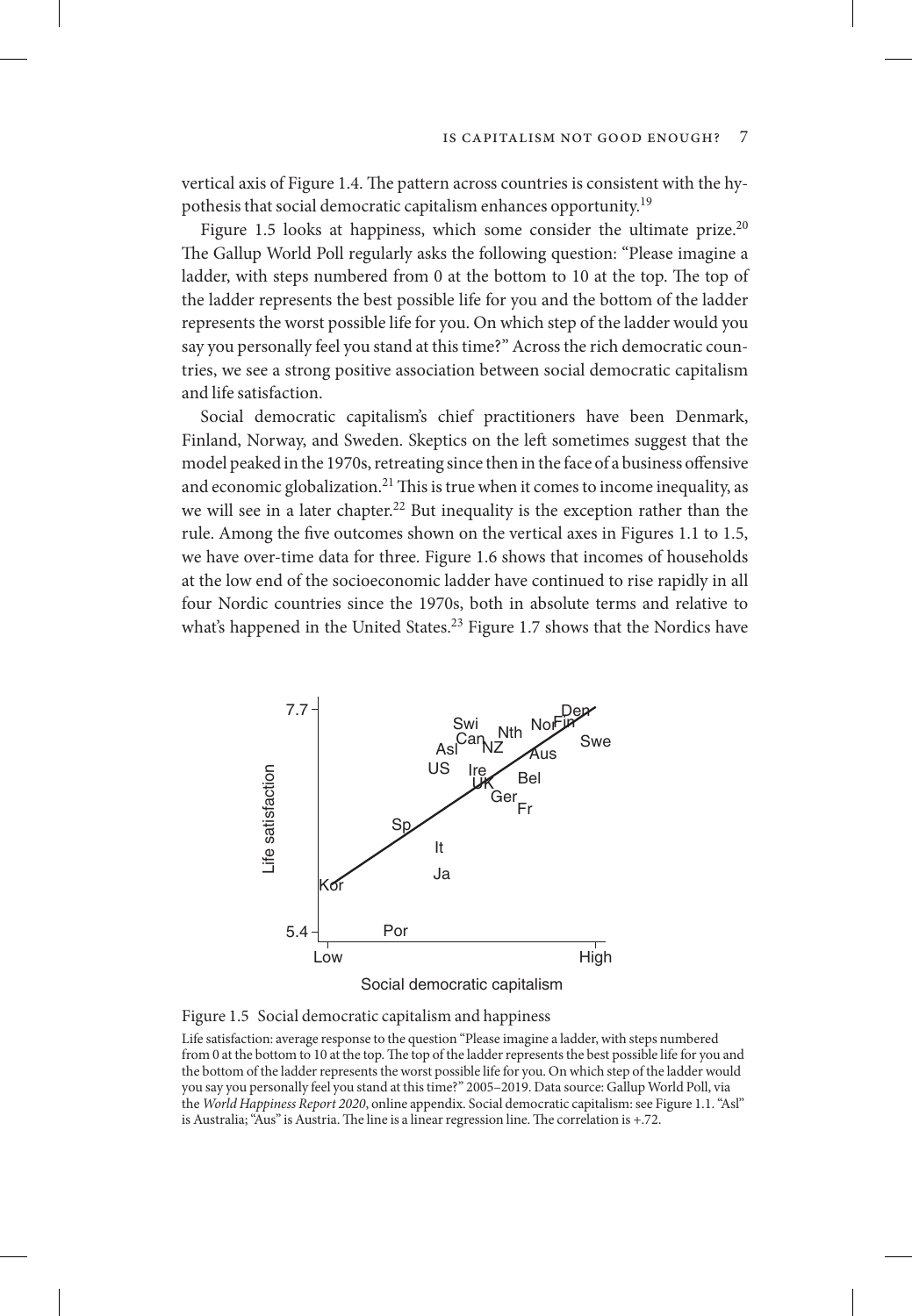vertical axis of Figure 1.4. The pattern across countries is consistent with the hypothesis that social democratic capitalism enhances opportunity.[19]

Figure 1.5 looks at happiness, which some consider the ultimate prize.[20] The Gallup World Poll regularly asks the following question: "Please imagine a ladder, with steps numbered from 0 at the bottom to 10 at the top. The top of the ladder represents the best possible life for you and the bottom of the ladder represents the worst possible life for you. On which step of the ladder would you say you personally feel you stand at this time?" Across the rich democratic countries, we see a strong positive association between social democratic capitalism and life satisfaction.

Social democratic capitalism's chief practitioners have been Denmark, Finland, Norway, and Sweden. Skeptics on the left sometimes suggest that the model peaked in the 1970s, retreating since then in the face of a business offensive and economic globalization.[21] This is true when it comes to income inequality, as we will see in a later chapter.[22] But inequality is the exception rather than the rule. Among the five outcomes shown on the vertical axes in Figures 1.1 to 1.5, we have over-time data for three. Figure 1.6 shows that incomes of households at the low end of the socioeconomic ladder have continued to rise rapidly in all four Nordic countries since the 1970s, both in absolute terms and relative to what's happened in the United States.[23] Figure 1.7 shows that the Nordics have

Figure 1.5 Social democratic capitalism and happiness

Life satisfaction: average response to the question "Please imagine a ladder, with steps numbered from 0 at the bottom to 10 at the top. The top of the ladder represents the best possible life for you and the bottom of the ladder represents the worst possible life for you. On which step of the ladder would you say you personally feel you stand at this time?" 2005–2019. Data source: Gallup World Poll, via the *World Happiness Report 2020*, online appendix. Social democratic capitalism: see Figure 1.1. "Asl" is Australia; "Aus" is Austria. The line is a linear regression line. The correlation is +.72.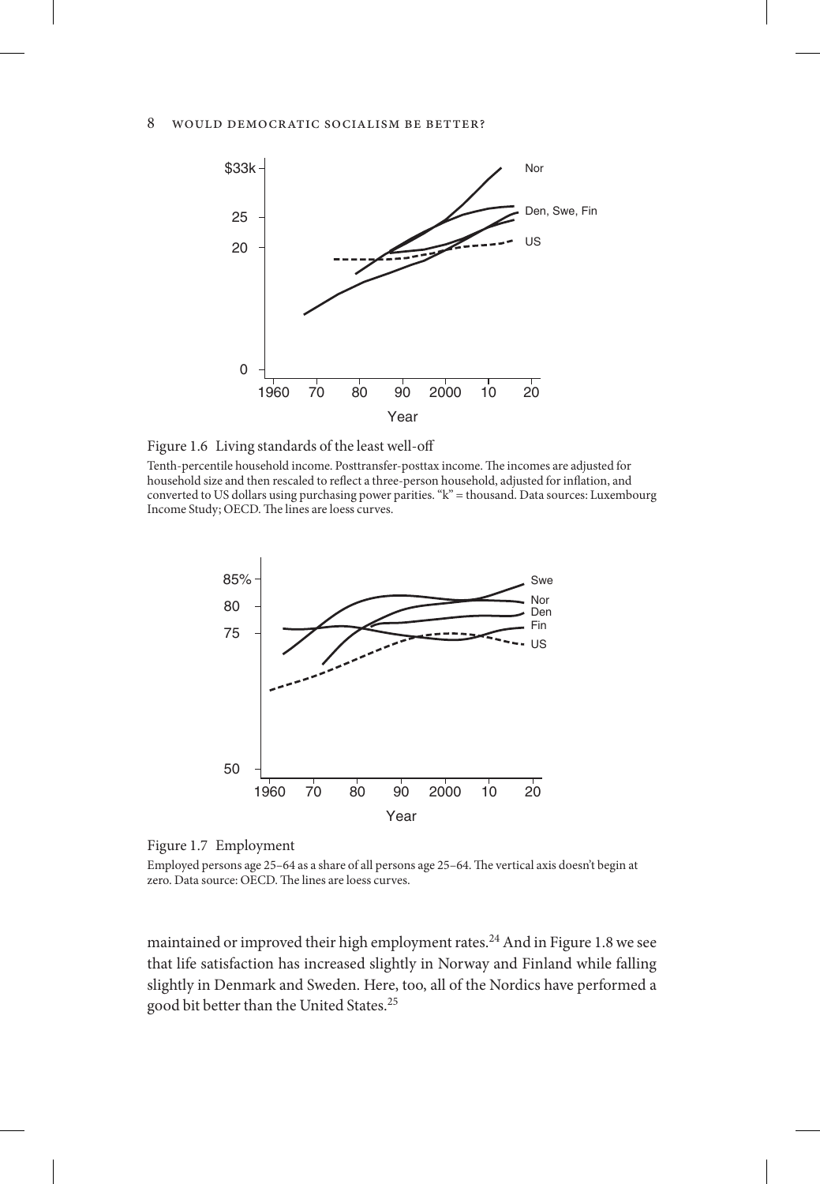Figure 1.6 Living standards of the least well-off

Tenth-percentile household income. Posttransfer-posttax income. The incomes are adjusted for household size and then rescaled to reflect a three-person household, adjusted for inflation, and converted to US dollars using purchasing power parities. "k" = thousand. Data sources: Luxembourg Income Study; OECD. The lines are loess curves.

Figure 1.7 Employment

Employed persons age 25–64 as a share of all persons age 25–64. The vertical axis doesn't begin at zero. Data source: OECD. The lines are loess curves.

maintained or improved their high employment rates.[24] And in Figure 1.8 we see that life satisfaction has increased slightly in Norway and Finland while falling slightly in Denmark and Sweden. Here, too, all of the Nordics have performed a good bit better than the United States.[25]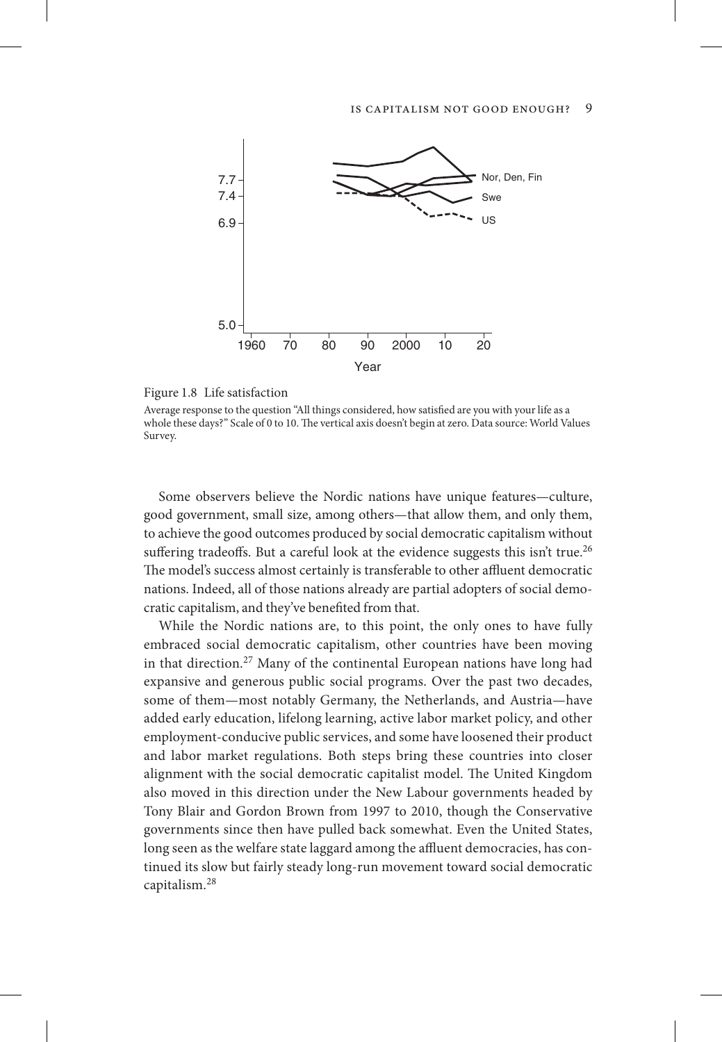Figure 1.8 Life satisfaction

Average response to the question "All things considered, how satisfied are you with your life as a whole these days?" Scale of 0 to 10. The vertical axis doesn't begin at zero. Data source: World Values Survey.

Some observers believe the Nordic nations have unique features—culture, good government, small size, among others—that allow them, and only them, to achieve the good outcomes produced by social democratic capitalism without suffering tradeoffs. But a careful look at the evidence suggests this isn't true.[26] The model's success almost certainly is transferable to other affluent democratic nations. Indeed, all of those nations already are partial adopters of social democratic capitalism, and they've benefited from that.

While the Nordic nations are, to this point, the only ones to have fully embraced social democratic capitalism, other countries have been moving in that direction.[27] Many of the continental European nations have long had expansive and generous public social programs. Over the past two decades, some of them—most notably Germany, the Netherlands, and Austria—have added early education, lifelong learning, active labor market policy, and other employment-conducive public services, and some have loosened their product and labor market regulations. Both steps bring these countries into closer alignment with the social democratic capitalist model. The United Kingdom also moved in this direction under the New Labour governments headed by Tony Blair and Gordon Brown from 1997 to 2010, though the Conservative governments since then have pulled back somewhat. Even the United States, long seen as the welfare state laggard among the affluent democracies, has continued its slow but fairly steady long-run movement toward social democratic capitalism.[28]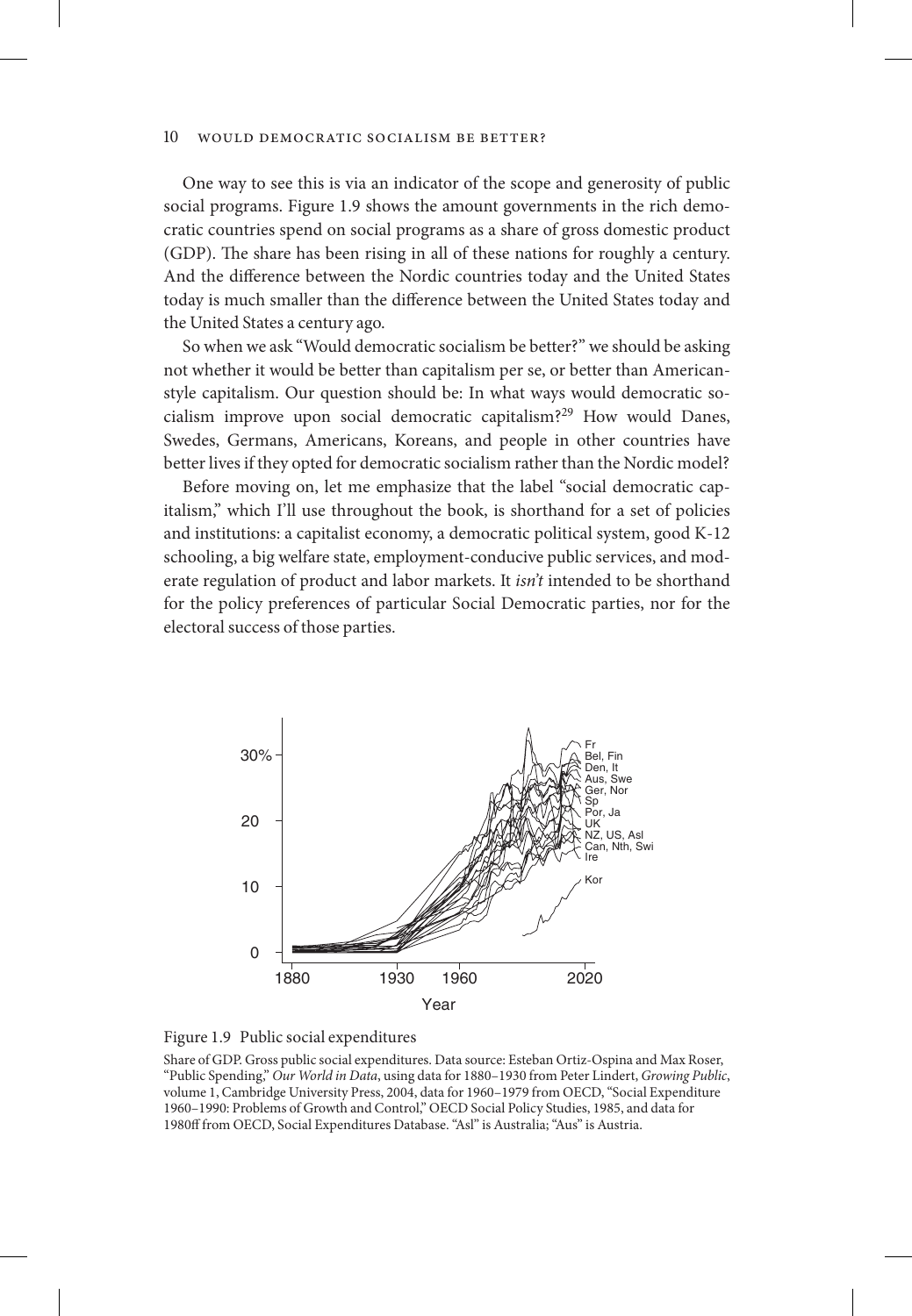One way to see this is via an indicator of the scope and generosity of public social programs. Figure 1.9 shows the amount governments in the rich democratic countries spend on social programs as a share of gross domestic product (GDP). The share has been rising in all of these nations for roughly a century. And the difference between the Nordic countries today and the United States today is much smaller than the difference between the United States today and the United States a century ago.

So when we ask "Would democratic socialism be better?" we should be asking not whether it would be better than capitalism per se, or better than American-style capitalism. Our question should be: In what ways would democratic socialism improve upon social democratic capitalism?[29] How would Danes, Swedes, Germans, Americans, Koreans, and people in other countries have better lives if they opted for democratic socialism rather than the Nordic model?

Before moving on, let me emphasize that the label "social democratic capitalism," which I'll use throughout the book, is shorthand for a set of policies and institutions: a capitalist economy, a democratic political system, good K-12 schooling, a big welfare state, employment-conducive public services, and moderate regulation of product and labor markets. It *isn't* intended to be shorthand for the policy preferences of particular Social Democratic parties, nor for the electoral success of those parties.

Figure 1.9 Public social expenditures

Share of GDP. Gross public social expenditures. Data source: Esteban Ortiz-Ospina and Max Roser, "Public Spending," *Our World in Data*, using data for 1880–1930 from Peter Lindert, *Growing Public*, volume 1, Cambridge University Press, 2004, data for 1960–1979 from OECD, "Social Expenditure 1960–1990: Problems of Growth and Control," OECD Social Policy Studies, 1985, and data for 1980ff from OECD, Social Expenditures Database. "Asl" is Australia; "Aus" is Austria.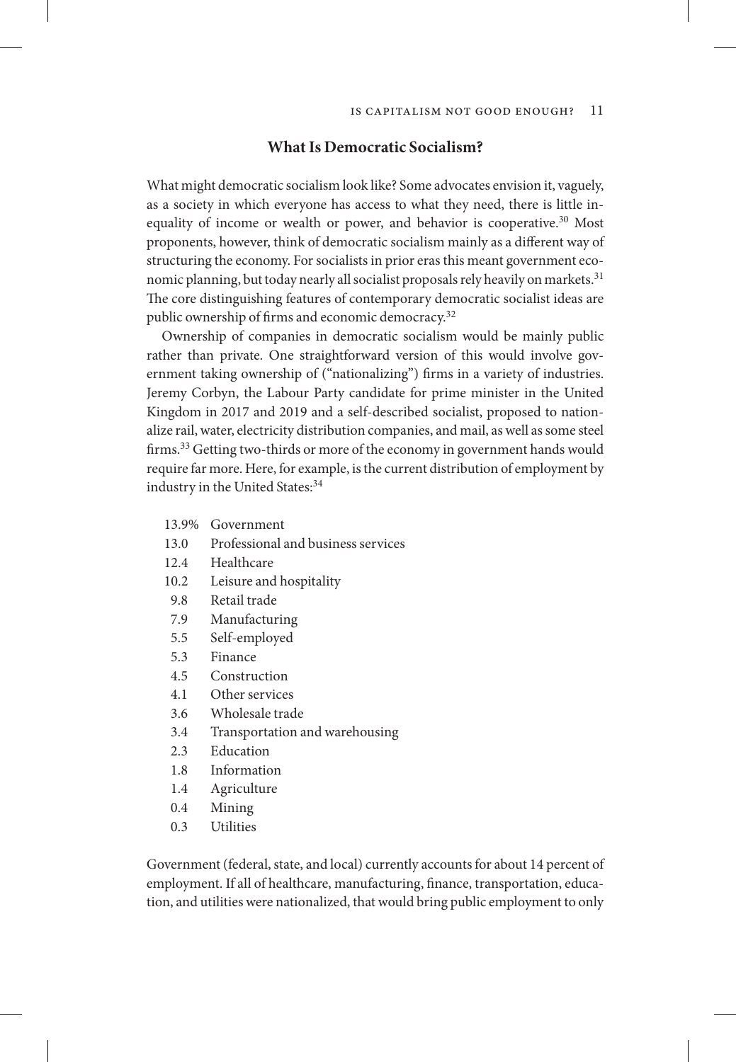## What Is Democratic Socialism?

What might democratic socialism look like? Some advocates envision it, vaguely, as a society in which everyone has access to what they need, there is little inequality of income or wealth or power, and behavior is cooperative.[30] Most proponents, however, think of democratic socialism mainly as a different way of structuring the economy. For socialists in prior eras this meant government economic planning, but today nearly all socialist proposals rely heavily on markets.[31] The core distinguishing features of contemporary democratic socialist ideas are public ownership of firms and economic democracy.[32]

Ownership of companies in democratic socialism would be mainly public rather than private. One straightforward version of this would involve government taking ownership of ("nationalizing") firms in a variety of industries. Jeremy Corbyn, the Labour Party candidate for prime minister in the United Kingdom in 2017 and 2019 and a self-described socialist, proposed to nationalize rail, water, electricity distribution companies, and mail, as well as some steel firms.[33] Getting two-thirds or more of the economy in government hands would require far more. Here, for example, is the current distribution of employment by industry in the United States:[34]

| | |
|---|---|
| 13.9% | Government |
| 13.0 | Professional and business services |
| 12.4 | Healthcare |
| 10.2 | Leisure and hospitality |
| 9.8 | Retail trade |
| 7.9 | Manufacturing |
| 5.5 | Self-employed |
| 5.3 | Finance |
| 4.5 | Construction |
| 4.1 | Other services |
| 3.6 | Wholesale trade |
| 3.4 | Transportation and warehousing |
| 2.3 | Education |
| 1.8 | Information |
| 1.4 | Agriculture |
| 0.4 | Mining |
| 0.3 | Utilities |

Government (federal, state, and local) currently accounts for about 14 percent of employment. If all of healthcare, manufacturing, finance, transportation, education, and utilities were nationalized, that would bring public employment to only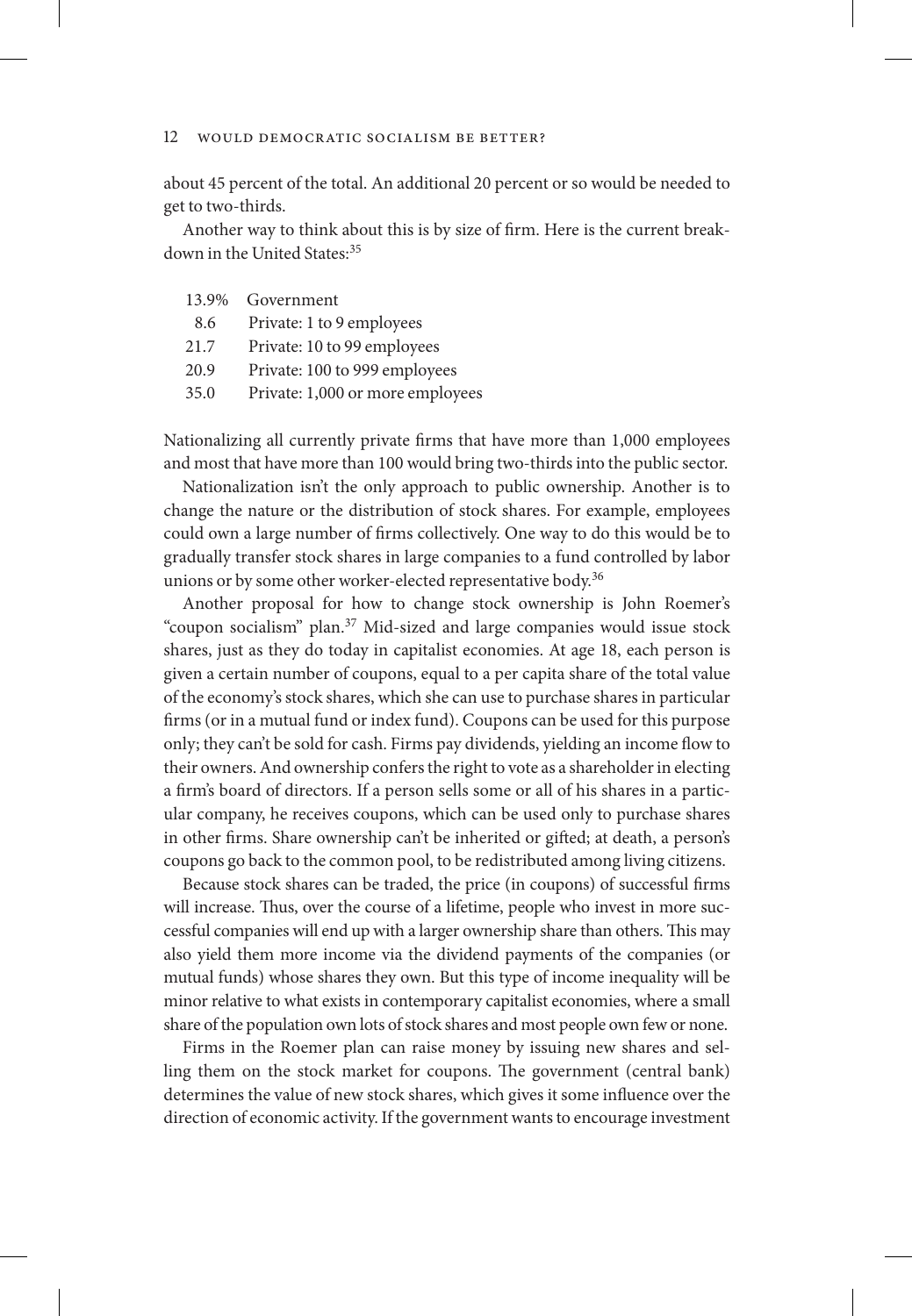about 45 percent of the total. An additional 20 percent or so would be needed to get to two-thirds.

Another way to think about this is by size of firm. Here is the current breakdown in the United States:[35]

| | |
|---|---|
| 13.9% | Government |
| 8.6 | Private: 1 to 9 employees |
| 21.7 | Private: 10 to 99 employees |
| 20.9 | Private: 100 to 999 employees |
| 35.0 | Private: 1,000 or more employees |

Nationalizing all currently private firms that have more than 1,000 employees and most that have more than 100 would bring two-thirds into the public sector.

Nationalization isn't the only approach to public ownership. Another is to change the nature or the distribution of stock shares. For example, employees could own a large number of firms collectively. One way to do this would be to gradually transfer stock shares in large companies to a fund controlled by labor unions or by some other worker-elected representative body.[36]

Another proposal for how to change stock ownership is John Roemer's "coupon socialism" plan.[37] Mid-sized and large companies would issue stock shares, just as they do today in capitalist economies. At age 18, each person is given a certain number of coupons, equal to a per capita share of the total value of the economy's stock shares, which she can use to purchase shares in particular firms (or in a mutual fund or index fund). Coupons can be used for this purpose only; they can't be sold for cash. Firms pay dividends, yielding an income flow to their owners. And ownership confers the right to vote as a shareholder in electing a firm's board of directors. If a person sells some or all of his shares in a particular company, he receives coupons, which can be used only to purchase shares in other firms. Share ownership can't be inherited or gifted; at death, a person's coupons go back to the common pool, to be redistributed among living citizens.

Because stock shares can be traded, the price (in coupons) of successful firms will increase. Thus, over the course of a lifetime, people who invest in more successful companies will end up with a larger ownership share than others. This may also yield them more income via the dividend payments of the companies (or mutual funds) whose shares they own. But this type of income inequality will be minor relative to what exists in contemporary capitalist economies, where a small share of the population own lots of stock shares and most people own few or none.

Firms in the Roemer plan can raise money by issuing new shares and selling them on the stock market for coupons. The government (central bank) determines the value of new stock shares, which gives it some influence over the direction of economic activity. If the government wants to encourage investment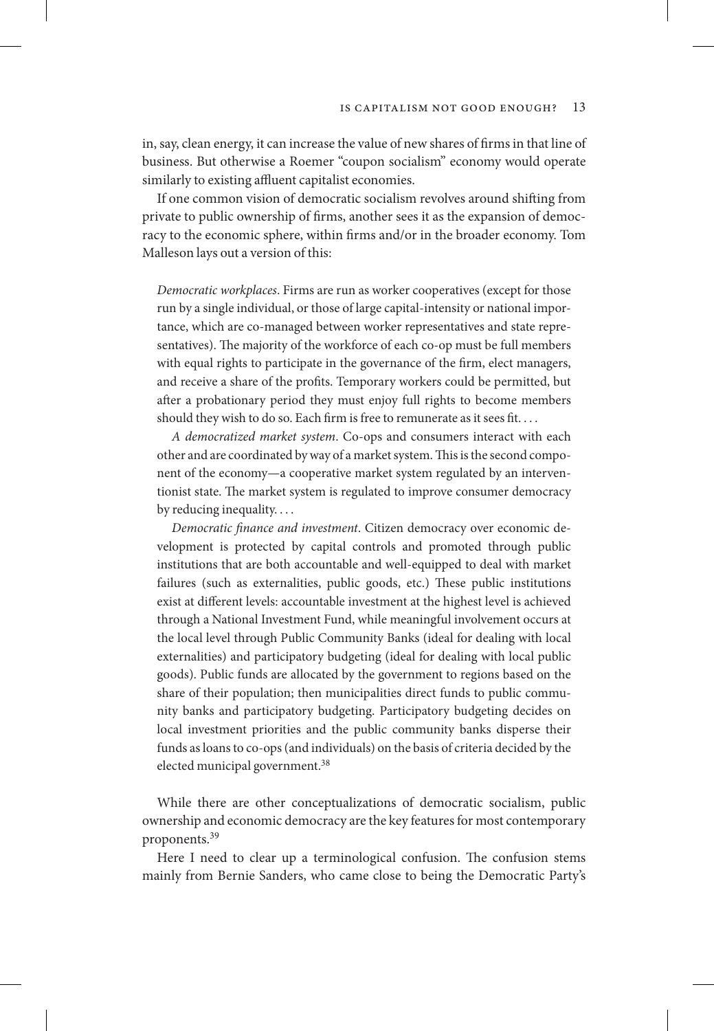in, say, clean energy, it can increase the value of new shares of firms in that line of business. But otherwise a Roemer "coupon socialism" economy would operate similarly to existing affluent capitalist economies.

If one common vision of democratic socialism revolves around shifting from private to public ownership of firms, another sees it as the expansion of democracy to the economic sphere, within firms and/or in the broader economy. Tom Malleson lays out a version of this:

> *Democratic workplaces*. Firms are run as worker cooperatives (except for those run by a single individual, or those of large capital-intensity or national importance, which are co-managed between worker representatives and state representatives). The majority of the workforce of each co-op must be full members with equal rights to participate in the governance of the firm, elect managers, and receive a share of the profits. Temporary workers could be permitted, but after a probationary period they must enjoy full rights to become members should they wish to do so. Each firm is free to remunerate as it sees fit. . . .
>
> *A democratized market system*. Co-ops and consumers interact with each other and are coordinated by way of a market system. This is the second component of the economy—a cooperative market system regulated by an interventionist state. The market system is regulated to improve consumer democracy by reducing inequality. . . .
>
> *Democratic finance and investment*. Citizen democracy over economic development is protected by capital controls and promoted through public institutions that are both accountable and well-equipped to deal with market failures (such as externalities, public goods, etc.) These public institutions exist at different levels: accountable investment at the highest level is achieved through a National Investment Fund, while meaningful involvement occurs at the local level through Public Community Banks (ideal for dealing with local externalities) and participatory budgeting (ideal for dealing with local public goods). Public funds are allocated by the government to regions based on the share of their population; then municipalities direct funds to public community banks and participatory budgeting. Participatory budgeting decides on local investment priorities and the public community banks disperse their funds as loans to co-ops (and individuals) on the basis of criteria decided by the elected municipal government.[38]

While there are other conceptualizations of democratic socialism, public ownership and economic democracy are the key features for most contemporary proponents.[39]

Here I need to clear up a terminological confusion. The confusion stems mainly from Bernie Sanders, who came close to being the Democratic Party's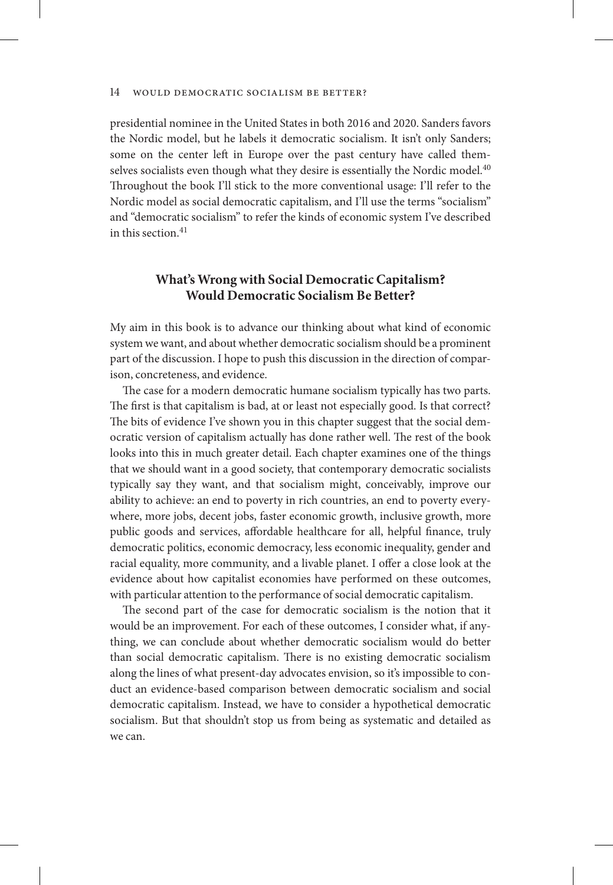presidential nominee in the United States in both 2016 and 2020. Sanders favors the Nordic model, but he labels it democratic socialism. It isn't only Sanders; some on the center left in Europe over the past century have called themselves socialists even though what they desire is essentially the Nordic model.[40] Throughout the book I'll stick to the more conventional usage: I'll refer to the Nordic model as social democratic capitalism, and I'll use the terms "socialism" and "democratic socialism" to refer the kinds of economic system I've described in this section.[41]

## What's Wrong with Social Democratic Capitalism? Would Democratic Socialism Be Better?

My aim in this book is to advance our thinking about what kind of economic system we want, and about whether democratic socialism should be a prominent part of the discussion. I hope to push this discussion in the direction of comparison, concreteness, and evidence.

The case for a modern democratic humane socialism typically has two parts. The first is that capitalism is bad, at or least not especially good. Is that correct? The bits of evidence I've shown you in this chapter suggest that the social democratic version of capitalism actually has done rather well. The rest of the book looks into this in much greater detail. Each chapter examines one of the things that we should want in a good society, that contemporary democratic socialists typically say they want, and that socialism might, conceivably, improve our ability to achieve: an end to poverty in rich countries, an end to poverty everywhere, more jobs, decent jobs, faster economic growth, inclusive growth, more public goods and services, affordable healthcare for all, helpful finance, truly democratic politics, economic democracy, less economic inequality, gender and racial equality, more community, and a livable planet. I offer a close look at the evidence about how capitalist economies have performed on these outcomes, with particular attention to the performance of social democratic capitalism.

The second part of the case for democratic socialism is the notion that it would be an improvement. For each of these outcomes, I consider what, if anything, we can conclude about whether democratic socialism would do better than social democratic capitalism. There is no existing democratic socialism along the lines of what present-day advocates envision, so it's impossible to conduct an evidence-based comparison between democratic socialism and social democratic capitalism. Instead, we have to consider a hypothetical democratic socialism. But that shouldn't stop us from being as systematic and detailed as we can.